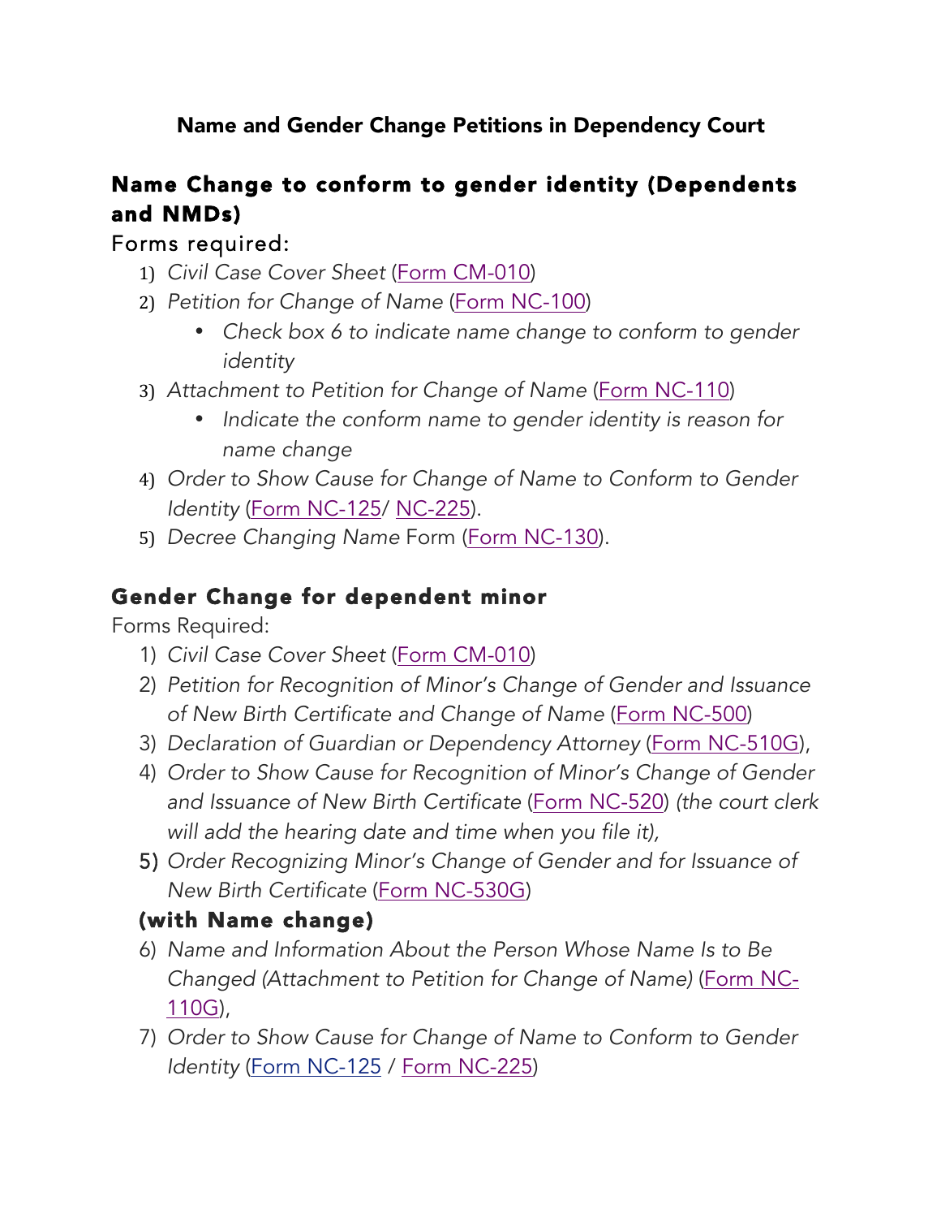**Name and Gender Change Petitions in Dependency Court**

## Name Change to conform to gender identity (Dependents and NMDs)

Forms required:

1) *Civil Case Cover Sheet* (Form CM-010)
2) *Petition for Change of Name* (Form NC-100)
   - *Check box 6 to indicate name change to conform to gender identity*
3) *Attachment to Petition for Change of Name* (Form NC-110)
   - *Indicate the conform name to gender identity is reason for name change*
4) *Order to Show Cause for Change of Name to Conform to Gender Identity* (Form NC-125/ NC-225).
5) *Decree Changing Name* Form (Form NC-130).

## Gender Change for dependent minor

Forms Required:

1) *Civil Case Cover Sheet* (Form CM-010)
2) *Petition for Recognition of Minor's Change of Gender and Issuance of New Birth Certificate and Change of Name* (Form NC-500)
3) *Declaration of Guardian or Dependency Attorney* (Form NC-510G),
4) *Order to Show Cause for Recognition of Minor's Change of Gender and Issuance of New Birth Certificate* (Form NC-520) *(the court clerk will add the hearing date and time when you file it),*
5) *Order Recognizing Minor's Change of Gender and for Issuance of New Birth Certificate* (Form NC-530G)

### (with Name change)

6) *Name and Information About the Person Whose Name Is to Be Changed (Attachment to Petition for Change of Name)* (Form NC-110G),
7) *Order to Show Cause for Change of Name to Conform to Gender Identity* (Form NC-125 / Form NC-225)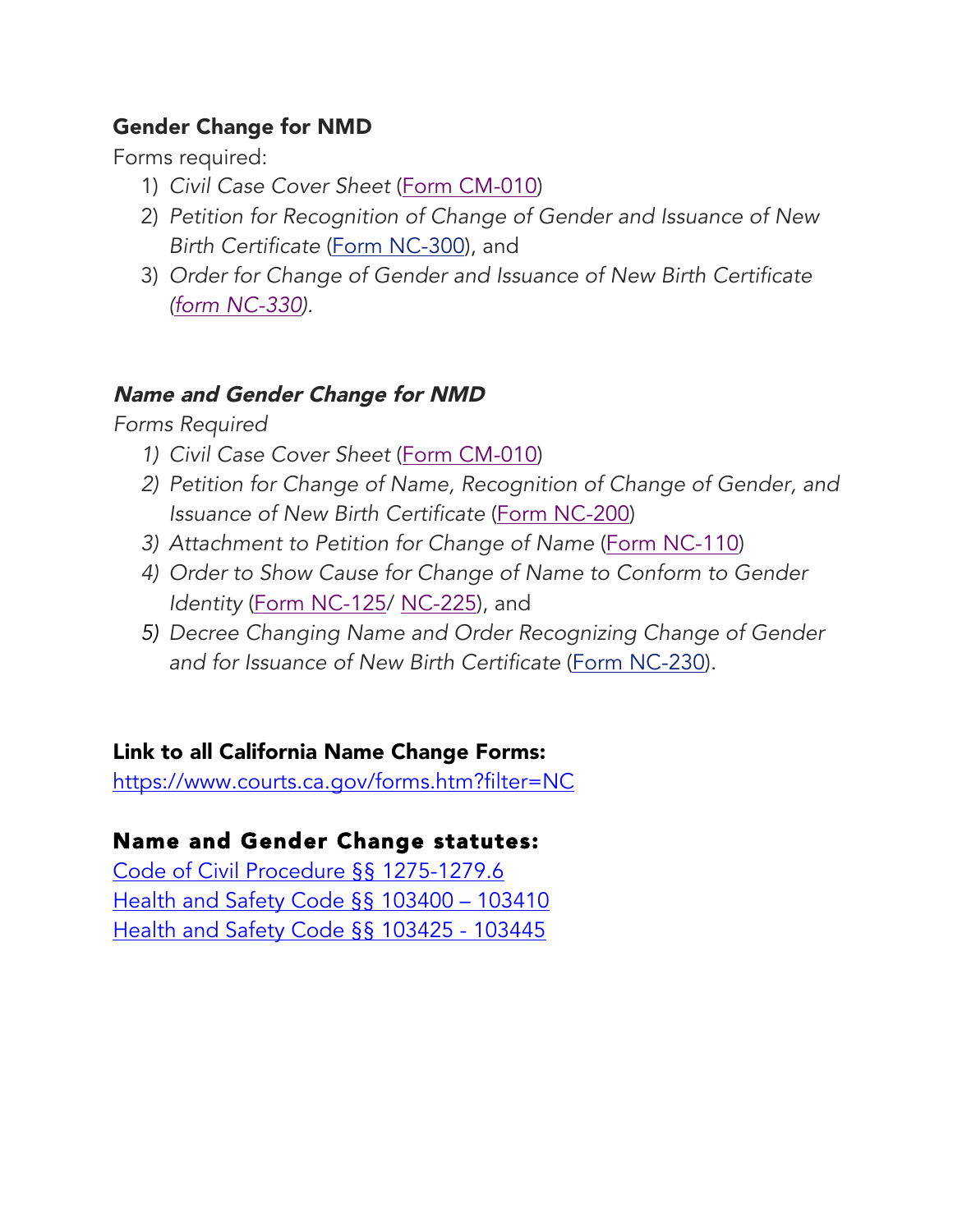## Gender Change for NMD

Forms required:

1) *Civil Case Cover Sheet* (Form CM-010)
2) *Petition for Recognition of Change of Gender and Issuance of New Birth Certificate* (Form NC-300), and
3) *Order for Change of Gender and Issuance of New Birth Certificate (form NC-330).*

## *Name and Gender Change for NMD*

*Forms Required*

1) *Civil Case Cover Sheet* (Form CM-010)
2) *Petition for Change of Name, Recognition of Change of Gender, and Issuance of New Birth Certificate* (Form NC-200)
3) *Attachment to Petition for Change of Name* (Form NC-110)
4) *Order to Show Cause for Change of Name to Conform to Gender Identity* (Form NC-125/ NC-225), and
5) *Decree Changing Name and Order Recognizing Change of Gender and for Issuance of New Birth Certificate* (Form NC-230).

## Link to all California Name Change Forms:

https://www.courts.ca.gov/forms.htm?filter=NC

## Name and Gender Change statutes:

Code of Civil Procedure §§ 1275-1279.6
Health and Safety Code §§ 103400 – 103410
Health and Safety Code §§ 103425 - 103445